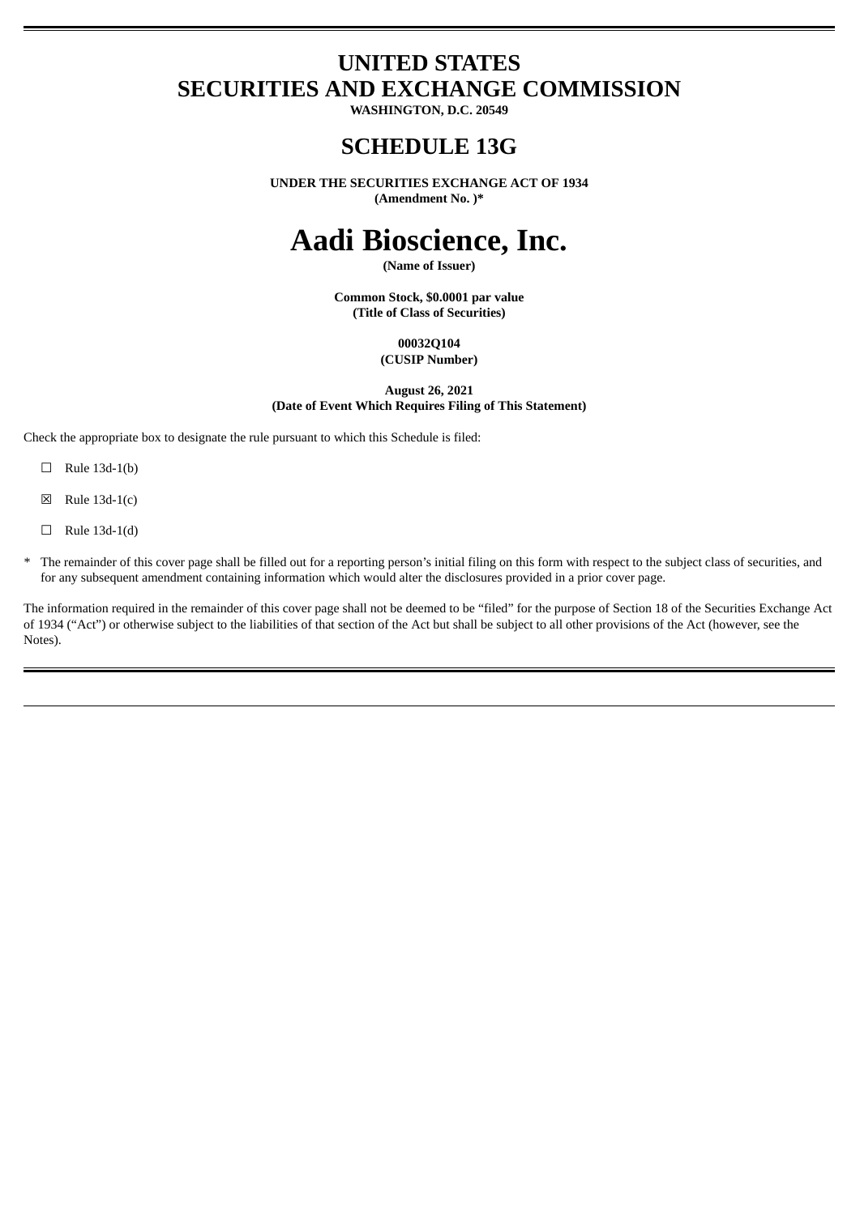# UNITED STATES
# SECURITIES AND EXCHANGE COMMISSION

**WASHINGTON, D.C. 20549**

## SCHEDULE 13G

**UNDER THE SECURITIES EXCHANGE ACT OF 1934**
**(Amendment No. )***

# Aadi Bioscience, Inc.

**(Name of Issuer)**

**Common Stock, $0.0001 par value**
**(Title of Class of Securities)**

**00032Q104**
**(CUSIP Number)**

**August 26, 2021**
**(Date of Event Which Requires Filing of This Statement)**

Check the appropriate box to designate the rule pursuant to which this Schedule is filed:

☐ Rule 13d-1(b)

☒ Rule 13d-1(c)

☐ Rule 13d-1(d)

* The remainder of this cover page shall be filled out for a reporting person's initial filing on this form with respect to the subject class of securities, and for any subsequent amendment containing information which would alter the disclosures provided in a prior cover page.

The information required in the remainder of this cover page shall not be deemed to be "filed" for the purpose of Section 18 of the Securities Exchange Act of 1934 ("Act") or otherwise subject to the liabilities of that section of the Act but shall be subject to all other provisions of the Act (however, see the Notes).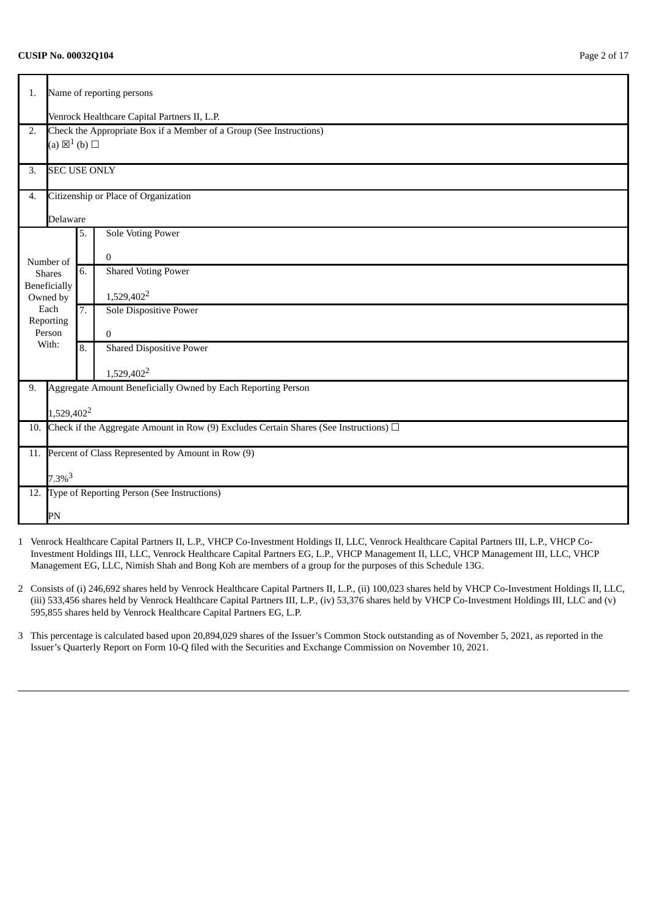**CUSIP No. 00032Q104**

| | | | |
|---|---|---|---|
| 1. | Name of reporting persons<br><br>Venrock Healthcare Capital Partners II, L.P. | | |
| 2. | Check the Appropriate Box if a Member of a Group (See Instructions)<br>(a) ☒[1] (b) ☐ | | |
| 3. | SEC USE ONLY | | |
| 4. | Citizenship or Place of Organization<br><br>Delaware | | |
| Number of Shares Beneficially Owned by Each Reporting Person With: | 5. | Sole Voting Power<br><br>0 | |
| | 6. | Shared Voting Power<br><br>1,529,402[2] | |
| | 7. | Sole Dispositive Power<br><br>0 | |
| | 8. | Shared Dispositive Power<br><br>1,529,402[2] | |
| 9. | Aggregate Amount Beneficially Owned by Each Reporting Person<br><br>1,529,402[2] | | |
| 10. | Check if the Aggregate Amount in Row (9) Excludes Certain Shares (See Instructions) ☐ | | |
| 11. | Percent of Class Represented by Amount in Row (9)<br><br>7.3%[3] | | |
| 12. | Type of Reporting Person (See Instructions)<br><br>PN | | |

1 Venrock Healthcare Capital Partners II, L.P., VHCP Co-Investment Holdings II, LLC, Venrock Healthcare Capital Partners III, L.P., VHCP Co-Investment Holdings III, LLC, Venrock Healthcare Capital Partners EG, L.P., VHCP Management II, LLC, VHCP Management III, LLC, VHCP Management EG, LLC, Nimish Shah and Bong Koh are members of a group for the purposes of this Schedule 13G.

2 Consists of (i) 246,692 shares held by Venrock Healthcare Capital Partners II, L.P., (ii) 100,023 shares held by VHCP Co-Investment Holdings II, LLC, (iii) 533,456 shares held by Venrock Healthcare Capital Partners III, L.P., (iv) 53,376 shares held by VHCP Co-Investment Holdings III, LLC and (v) 595,855 shares held by Venrock Healthcare Capital Partners EG, L.P.

3 This percentage is calculated based upon 20,894,029 shares of the Issuer's Common Stock outstanding as of November 5, 2021, as reported in the Issuer's Quarterly Report on Form 10-Q filed with the Securities and Exchange Commission on November 10, 2021.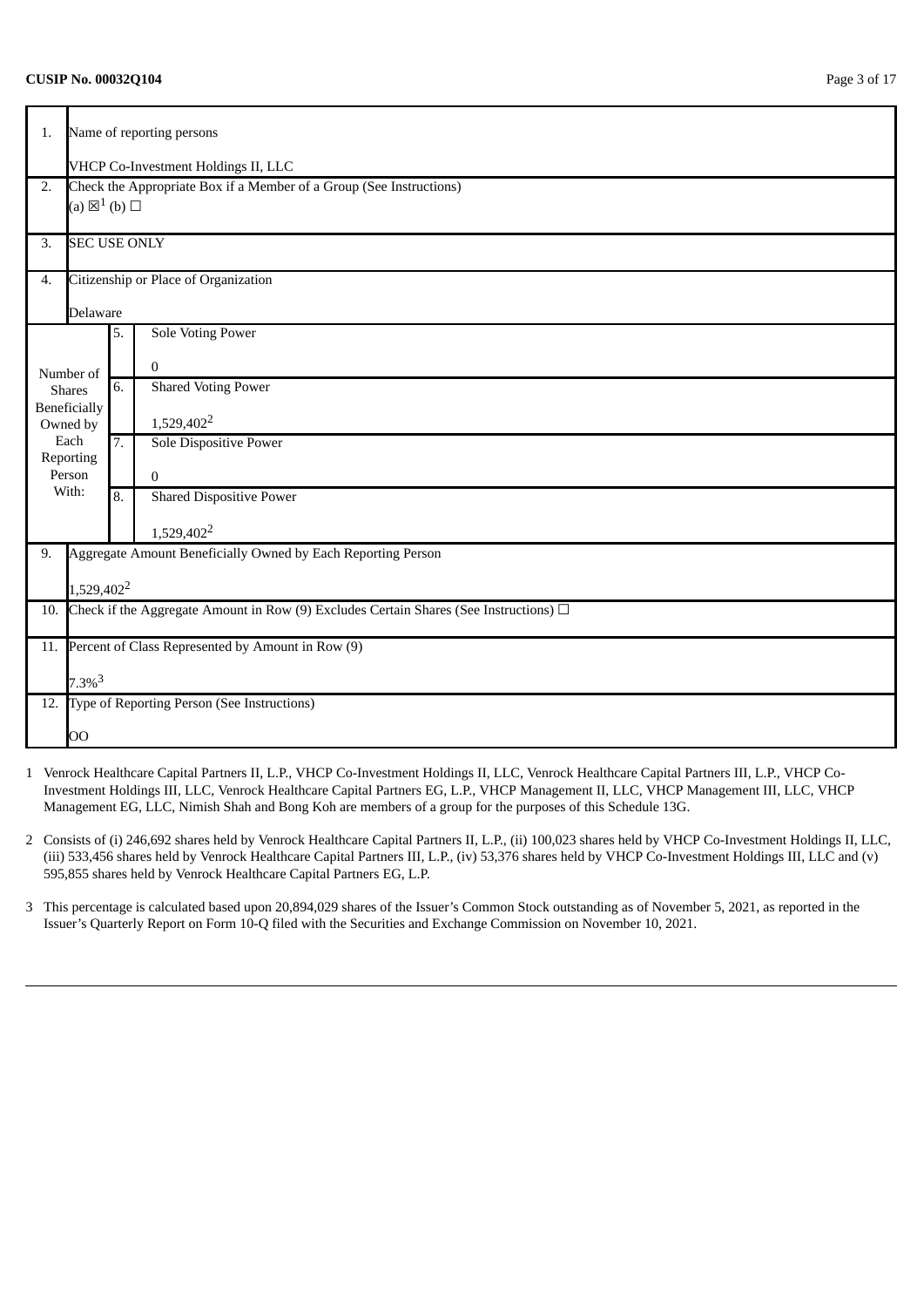CUSIP No. 00032Q104

| | | | |
|---|---|---|---|
| 1. | Name of reporting persons<br><br>VHCP Co-Investment Holdings II, LLC | | |
| 2. | Check the Appropriate Box if a Member of a Group (See Instructions)<br>(a) ☒[1] (b) ☐ | | |
| 3. | SEC USE ONLY | | |
| 4. | Citizenship or Place of Organization<br><br>Delaware | | |
| Number of Shares Beneficially Owned by Each Reporting Person With: | 5. | Sole Voting Power<br><br>0 | |
| | 6. | Shared Voting Power<br><br>1,529,402[2] | |
| | 7. | Sole Dispositive Power<br><br>0 | |
| | 8. | Shared Dispositive Power<br><br>1,529,402[2] | |
| 9. | Aggregate Amount Beneficially Owned by Each Reporting Person<br><br>1,529,402[2] | | |
| 10. | Check if the Aggregate Amount in Row (9) Excludes Certain Shares (See Instructions) ☐ | | |
| 11. | Percent of Class Represented by Amount in Row (9)<br><br>7.3%[3] | | |
| 12. | Type of Reporting Person (See Instructions)<br><br>OO | | |

1 Venrock Healthcare Capital Partners II, L.P., VHCP Co-Investment Holdings II, LLC, Venrock Healthcare Capital Partners III, L.P., VHCP Co-Investment Holdings III, LLC, Venrock Healthcare Capital Partners EG, L.P., VHCP Management II, LLC, VHCP Management III, LLC, VHCP Management EG, LLC, Nimish Shah and Bong Koh are members of a group for the purposes of this Schedule 13G.

2 Consists of (i) 246,692 shares held by Venrock Healthcare Capital Partners II, L.P., (ii) 100,023 shares held by VHCP Co-Investment Holdings II, LLC, (iii) 533,456 shares held by Venrock Healthcare Capital Partners III, L.P., (iv) 53,376 shares held by VHCP Co-Investment Holdings III, LLC and (v) 595,855 shares held by Venrock Healthcare Capital Partners EG, L.P.

3 This percentage is calculated based upon 20,894,029 shares of the Issuer's Common Stock outstanding as of November 5, 2021, as reported in the Issuer's Quarterly Report on Form 10-Q filed with the Securities and Exchange Commission on November 10, 2021.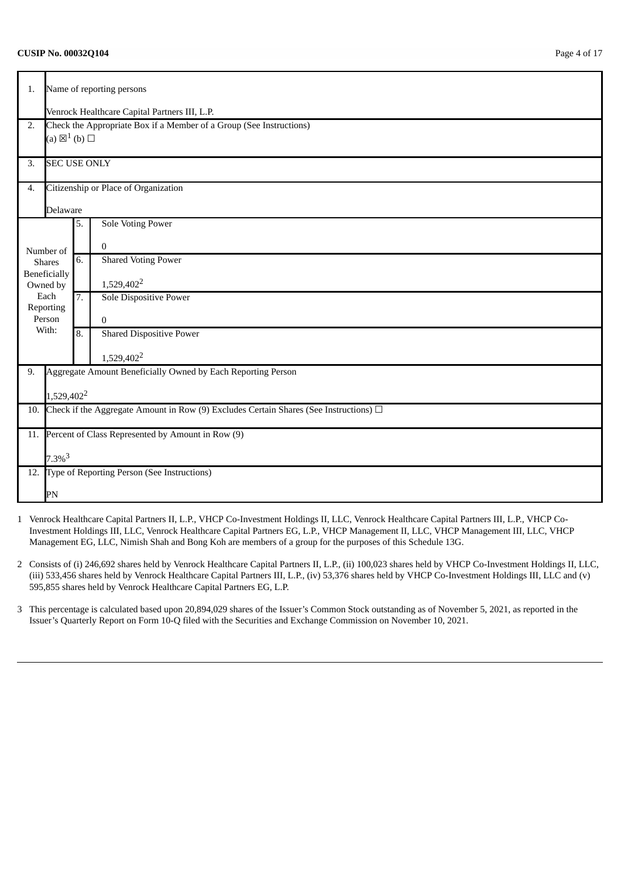**CUSIP No. 00032Q104**

| | | | |
|---|---|---|---|
| 1. | Name of reporting persons<br><br>Venrock Healthcare Capital Partners III, L.P. | | |
| 2. | Check the Appropriate Box if a Member of a Group (See Instructions)<br>(a) ☒[1] (b) ☐ | | |
| 3. | SEC USE ONLY | | |
| 4. | Citizenship or Place of Organization<br><br>Delaware | | |
| Number of Shares Beneficially Owned by Each Reporting Person With: | 5. | Sole Voting Power<br><br>0 | |
| | 6. | Shared Voting Power<br><br>1,529,402[2] | |
| | 7. | Sole Dispositive Power<br><br>0 | |
| | 8. | Shared Dispositive Power<br><br>1,529,402[2] | |
| 9. | Aggregate Amount Beneficially Owned by Each Reporting Person<br><br>1,529,402[2] | | |
| 10. | Check if the Aggregate Amount in Row (9) Excludes Certain Shares (See Instructions) ☐ | | |
| 11. | Percent of Class Represented by Amount in Row (9)<br><br>7.3%[3] | | |
| 12. | Type of Reporting Person (See Instructions)<br><br>PN | | |

1 Venrock Healthcare Capital Partners II, L.P., VHCP Co-Investment Holdings II, LLC, Venrock Healthcare Capital Partners III, L.P., VHCP Co-Investment Holdings III, LLC, Venrock Healthcare Capital Partners EG, L.P., VHCP Management II, LLC, VHCP Management III, LLC, VHCP Management EG, LLC, Nimish Shah and Bong Koh are members of a group for the purposes of this Schedule 13G.

2 Consists of (i) 246,692 shares held by Venrock Healthcare Capital Partners II, L.P., (ii) 100,023 shares held by VHCP Co-Investment Holdings II, LLC, (iii) 533,456 shares held by Venrock Healthcare Capital Partners III, L.P., (iv) 53,376 shares held by VHCP Co-Investment Holdings III, LLC and (v) 595,855 shares held by Venrock Healthcare Capital Partners EG, L.P.

3 This percentage is calculated based upon 20,894,029 shares of the Issuer's Common Stock outstanding as of November 5, 2021, as reported in the Issuer's Quarterly Report on Form 10-Q filed with the Securities and Exchange Commission on November 10, 2021.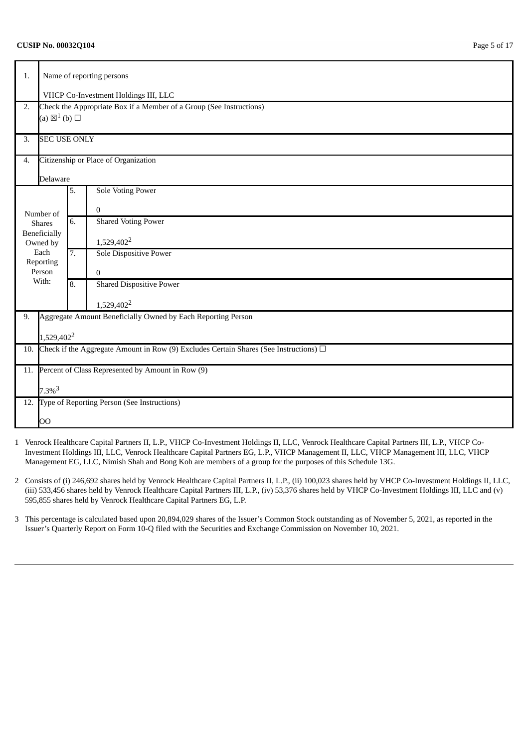**CUSIP No. 00032Q104**

| | | | |
|---|---|---|---|
| 1. | Name of reporting persons<br><br>VHCP Co-Investment Holdings III, LLC | | |
| 2. | Check the Appropriate Box if a Member of a Group (See Instructions)<br>(a) ☒[1] (b) ☐ | | |
| 3. | SEC USE ONLY | | |
| 4. | Citizenship or Place of Organization<br><br>Delaware | | |
| Number of Shares Beneficially Owned by Each Reporting Person With: | 5. | Sole Voting Power<br><br>0 | |
| | 6. | Shared Voting Power<br><br>1,529,402[2] | |
| | 7. | Sole Dispositive Power<br><br>0 | |
| | 8. | Shared Dispositive Power<br><br>1,529,402[2] | |
| 9. | Aggregate Amount Beneficially Owned by Each Reporting Person<br><br>1,529,402[2] | | |
| 10. | Check if the Aggregate Amount in Row (9) Excludes Certain Shares (See Instructions) ☐ | | |
| 11. | Percent of Class Represented by Amount in Row (9)<br><br>7.3%[3] | | |
| 12. | Type of Reporting Person (See Instructions)<br><br>OO | | |

1 Venrock Healthcare Capital Partners II, L.P., VHCP Co-Investment Holdings II, LLC, Venrock Healthcare Capital Partners III, L.P., VHCP Co-Investment Holdings III, LLC, Venrock Healthcare Capital Partners EG, L.P., VHCP Management II, LLC, VHCP Management III, LLC, VHCP Management EG, LLC, Nimish Shah and Bong Koh are members of a group for the purposes of this Schedule 13G.

2 Consists of (i) 246,692 shares held by Venrock Healthcare Capital Partners II, L.P., (ii) 100,023 shares held by VHCP Co-Investment Holdings II, LLC, (iii) 533,456 shares held by Venrock Healthcare Capital Partners III, L.P., (iv) 53,376 shares held by VHCP Co-Investment Holdings III, LLC and (v) 595,855 shares held by Venrock Healthcare Capital Partners EG, L.P.

3 This percentage is calculated based upon 20,894,029 shares of the Issuer's Common Stock outstanding as of November 5, 2021, as reported in the Issuer's Quarterly Report on Form 10-Q filed with the Securities and Exchange Commission on November 10, 2021.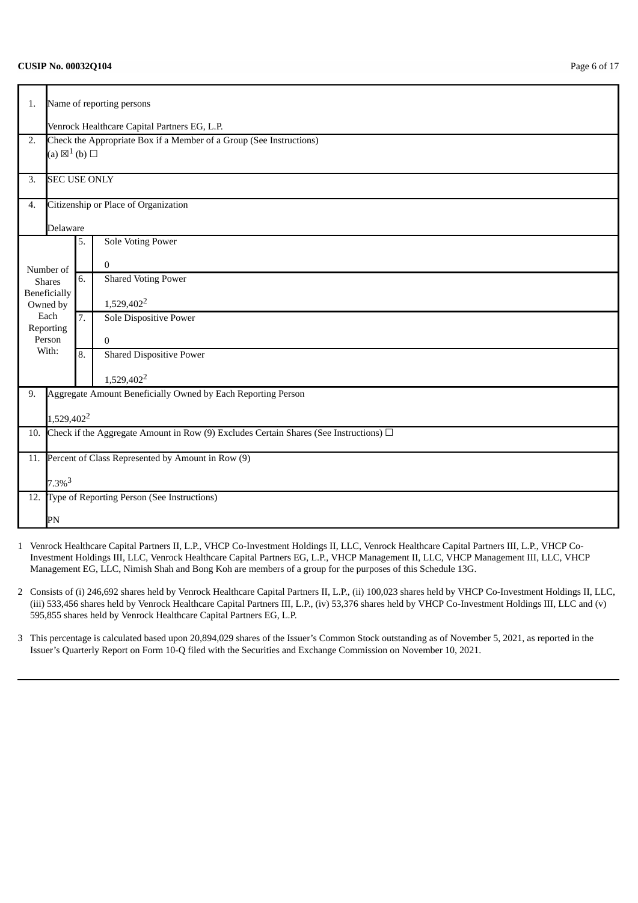**CUSIP No. 00032Q104**

| | | | |
|---|---|---|---|
| 1. | Name of reporting persons<br><br>Venrock Healthcare Capital Partners EG, L.P. | | |
| 2. | Check the Appropriate Box if a Member of a Group (See Instructions)<br>(a) ☒[1] (b) ☐ | | |
| 3. | SEC USE ONLY | | |
| 4. | Citizenship or Place of Organization<br><br>Delaware | | |
| Number of Shares Beneficially Owned by Each Reporting Person With: | 5. | Sole Voting Power<br><br>0 | |
| | 6. | Shared Voting Power<br><br>1,529,402[2] | |
| | 7. | Sole Dispositive Power<br><br>0 | |
| | 8. | Shared Dispositive Power<br><br>1,529,402[2] | |
| 9. | Aggregate Amount Beneficially Owned by Each Reporting Person<br><br>1,529,402[2] | | |
| 10. | Check if the Aggregate Amount in Row (9) Excludes Certain Shares (See Instructions) ☐ | | |
| 11. | Percent of Class Represented by Amount in Row (9)<br><br>7.3%[3] | | |
| 12. | Type of Reporting Person (See Instructions)<br><br>PN | | |

1 Venrock Healthcare Capital Partners II, L.P., VHCP Co-Investment Holdings II, LLC, Venrock Healthcare Capital Partners III, L.P., VHCP Co-Investment Holdings III, LLC, Venrock Healthcare Capital Partners EG, L.P., VHCP Management II, LLC, VHCP Management III, LLC, VHCP Management EG, LLC, Nimish Shah and Bong Koh are members of a group for the purposes of this Schedule 13G.

2 Consists of (i) 246,692 shares held by Venrock Healthcare Capital Partners II, L.P., (ii) 100,023 shares held by VHCP Co-Investment Holdings II, LLC, (iii) 533,456 shares held by Venrock Healthcare Capital Partners III, L.P., (iv) 53,376 shares held by VHCP Co-Investment Holdings III, LLC and (v) 595,855 shares held by Venrock Healthcare Capital Partners EG, L.P.

3 This percentage is calculated based upon 20,894,029 shares of the Issuer's Common Stock outstanding as of November 5, 2021, as reported in the Issuer's Quarterly Report on Form 10-Q filed with the Securities and Exchange Commission on November 10, 2021.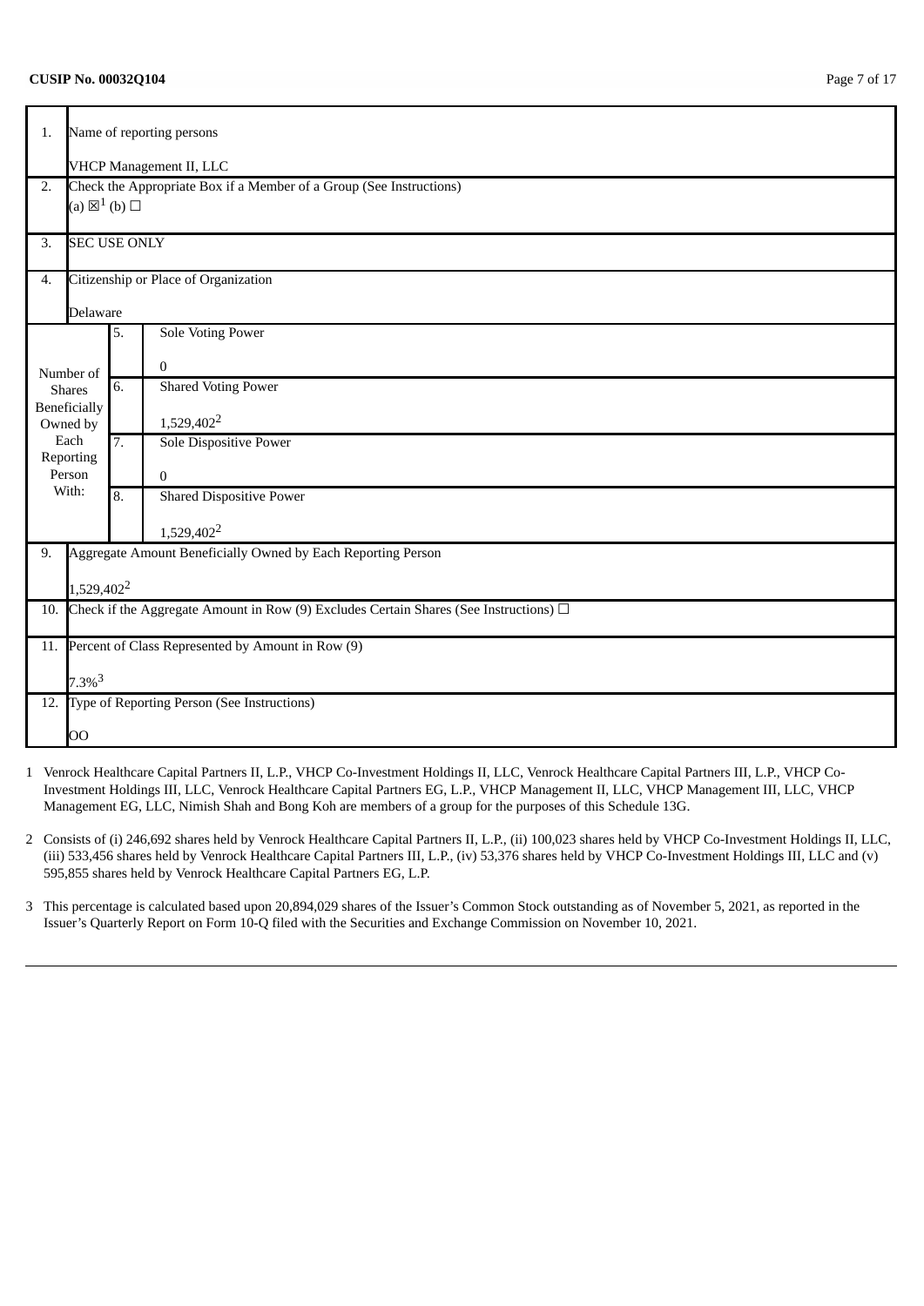**CUSIP No. 00032Q104**

| | | | |
|---|---|---|---|
| 1. | Name of reporting persons<br><br>VHCP Management II, LLC | | |
| 2. | Check the Appropriate Box if a Member of a Group (See Instructions)<br>(a) ☒[1] (b) ☐ | | |
| 3. | SEC USE ONLY | | |
| 4. | Citizenship or Place of Organization<br><br>Delaware | | |
| Number of Shares Beneficially Owned by Each Reporting Person With: | 5. | Sole Voting Power<br><br>0 | |
| | 6. | Shared Voting Power<br><br>1,529,402[2] | |
| | 7. | Sole Dispositive Power<br><br>0 | |
| | 8. | Shared Dispositive Power<br><br>1,529,402[2] | |
| 9. | Aggregate Amount Beneficially Owned by Each Reporting Person<br><br>1,529,402[2] | | |
| 10. | Check if the Aggregate Amount in Row (9) Excludes Certain Shares (See Instructions) ☐ | | |
| 11. | Percent of Class Represented by Amount in Row (9)<br><br>7.3%[3] | | |
| 12. | Type of Reporting Person (See Instructions)<br><br>OO | | |

1 Venrock Healthcare Capital Partners II, L.P., VHCP Co-Investment Holdings II, LLC, Venrock Healthcare Capital Partners III, L.P., VHCP Co-Investment Holdings III, LLC, Venrock Healthcare Capital Partners EG, L.P., VHCP Management II, LLC, VHCP Management III, LLC, VHCP Management EG, LLC, Nimish Shah and Bong Koh are members of a group for the purposes of this Schedule 13G.

2 Consists of (i) 246,692 shares held by Venrock Healthcare Capital Partners II, L.P., (ii) 100,023 shares held by VHCP Co-Investment Holdings II, LLC, (iii) 533,456 shares held by Venrock Healthcare Capital Partners III, L.P., (iv) 53,376 shares held by VHCP Co-Investment Holdings III, LLC and (v) 595,855 shares held by Venrock Healthcare Capital Partners EG, L.P.

3 This percentage is calculated based upon 20,894,029 shares of the Issuer's Common Stock outstanding as of November 5, 2021, as reported in the Issuer's Quarterly Report on Form 10-Q filed with the Securities and Exchange Commission on November 10, 2021.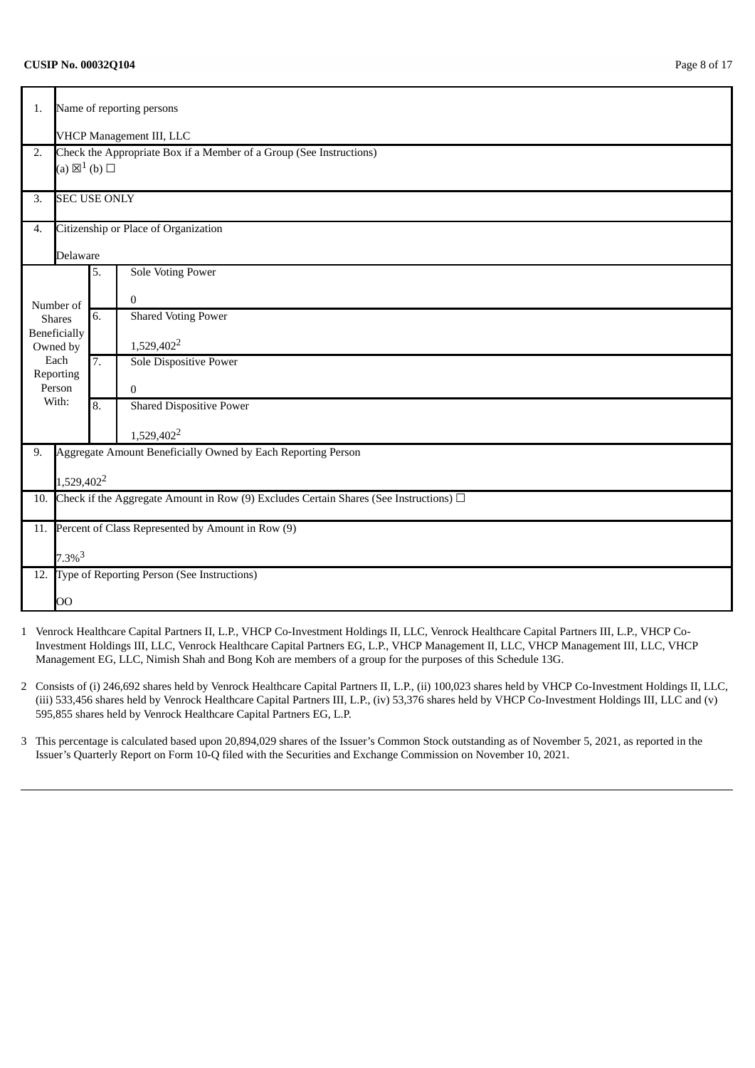**CUSIP No. 00032Q104**

| | | | |
|---|---|---|---|
| 1. | Name of reporting persons<br><br>VHCP Management III, LLC | | |
| 2. | Check the Appropriate Box if a Member of a Group (See Instructions)<br>(a) ☒[1] (b) ☐ | | |
| 3. | SEC USE ONLY | | |
| 4. | Citizenship or Place of Organization<br><br>Delaware | | |
| Number of Shares Beneficially Owned by Each Reporting Person With: | 5. | Sole Voting Power<br><br>0 | |
| | 6. | Shared Voting Power<br><br>1,529,402[2] | |
| | 7. | Sole Dispositive Power<br><br>0 | |
| | 8. | Shared Dispositive Power<br><br>1,529,402[2] | |
| 9. | Aggregate Amount Beneficially Owned by Each Reporting Person<br><br>1,529,402[2] | | |
| 10. | Check if the Aggregate Amount in Row (9) Excludes Certain Shares (See Instructions) ☐ | | |
| 11. | Percent of Class Represented by Amount in Row (9)<br><br>7.3%[3] | | |
| 12. | Type of Reporting Person (See Instructions)<br><br>OO | | |

1 Venrock Healthcare Capital Partners II, L.P., VHCP Co-Investment Holdings II, LLC, Venrock Healthcare Capital Partners III, L.P., VHCP Co-Investment Holdings III, LLC, Venrock Healthcare Capital Partners EG, L.P., VHCP Management II, LLC, VHCP Management III, LLC, VHCP Management EG, LLC, Nimish Shah and Bong Koh are members of a group for the purposes of this Schedule 13G.

2 Consists of (i) 246,692 shares held by Venrock Healthcare Capital Partners II, L.P., (ii) 100,023 shares held by VHCP Co-Investment Holdings II, LLC, (iii) 533,456 shares held by Venrock Healthcare Capital Partners III, L.P., (iv) 53,376 shares held by VHCP Co-Investment Holdings III, LLC and (v) 595,855 shares held by Venrock Healthcare Capital Partners EG, L.P.

3 This percentage is calculated based upon 20,894,029 shares of the Issuer's Common Stock outstanding as of November 5, 2021, as reported in the Issuer's Quarterly Report on Form 10-Q filed with the Securities and Exchange Commission on November 10, 2021.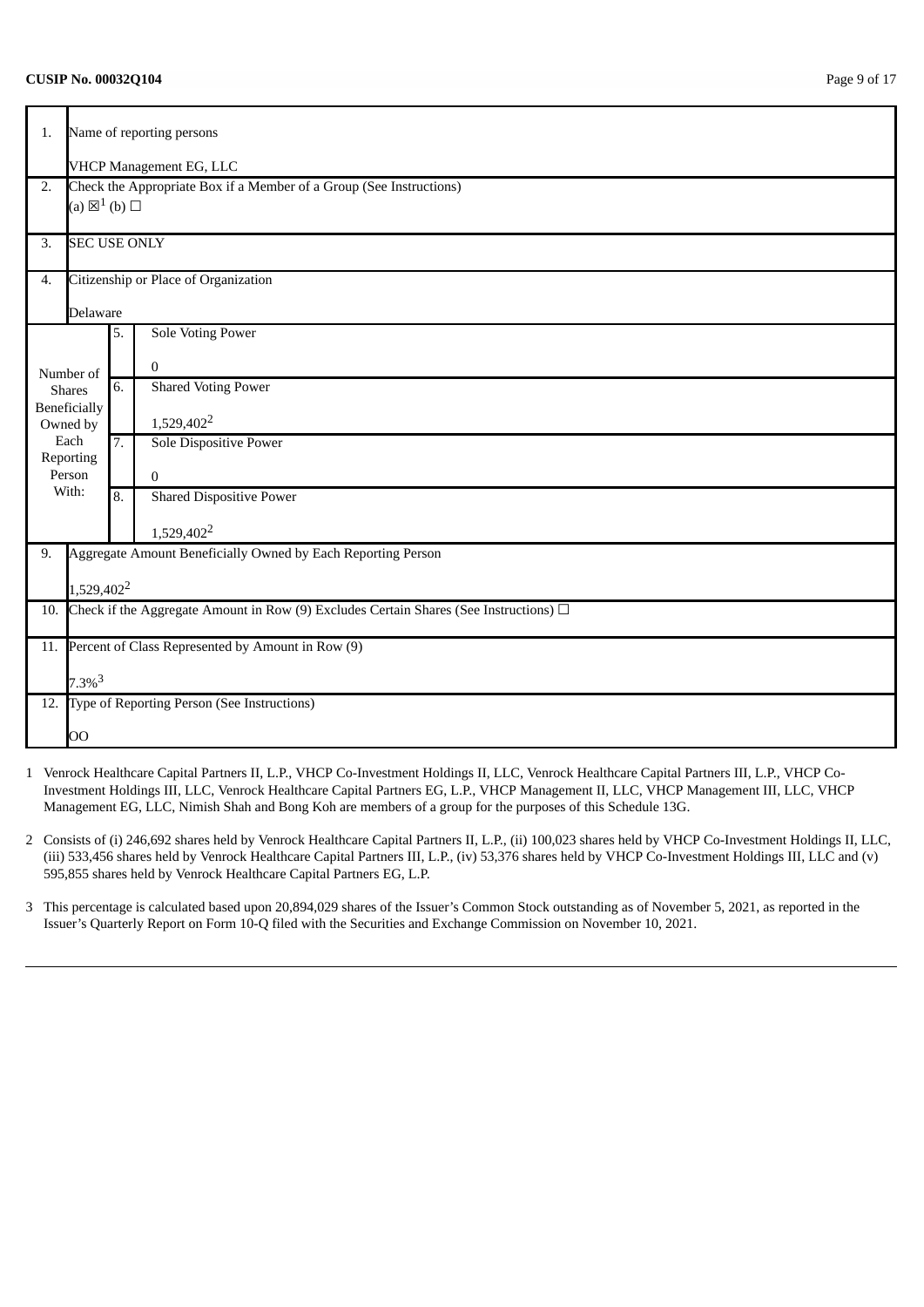**CUSIP No. 00032Q104**

| | | | |
|---|---|---|---|
| 1. | Name of reporting persons<br><br>VHCP Management EG, LLC | | |
| 2. | Check the Appropriate Box if a Member of a Group (See Instructions)<br>(a) ☒[1] (b) ☐ | | |
| 3. | SEC USE ONLY | | |
| 4. | Citizenship or Place of Organization<br><br>Delaware | | |
| Number of Shares Beneficially Owned by Each Reporting Person With: | 5. | Sole Voting Power<br><br>0 | |
| | 6. | Shared Voting Power<br><br>1,529,402[2] | |
| | 7. | Sole Dispositive Power<br><br>0 | |
| | 8. | Shared Dispositive Power<br><br>1,529,402[2] | |
| 9. | Aggregate Amount Beneficially Owned by Each Reporting Person<br><br>1,529,402[2] | | |
| 10. | Check if the Aggregate Amount in Row (9) Excludes Certain Shares (See Instructions) ☐ | | |
| 11. | Percent of Class Represented by Amount in Row (9)<br><br>7.3%[3] | | |
| 12. | Type of Reporting Person (See Instructions)<br><br>OO | | |

1 Venrock Healthcare Capital Partners II, L.P., VHCP Co-Investment Holdings II, LLC, Venrock Healthcare Capital Partners III, L.P., VHCP Co-Investment Holdings III, LLC, Venrock Healthcare Capital Partners EG, L.P., VHCP Management II, LLC, VHCP Management III, LLC, VHCP Management EG, LLC, Nimish Shah and Bong Koh are members of a group for the purposes of this Schedule 13G.

2 Consists of (i) 246,692 shares held by Venrock Healthcare Capital Partners II, L.P., (ii) 100,023 shares held by VHCP Co-Investment Holdings II, LLC, (iii) 533,456 shares held by Venrock Healthcare Capital Partners III, L.P., (iv) 53,376 shares held by VHCP Co-Investment Holdings III, LLC and (v) 595,855 shares held by Venrock Healthcare Capital Partners EG, L.P.

3 This percentage is calculated based upon 20,894,029 shares of the Issuer's Common Stock outstanding as of November 5, 2021, as reported in the Issuer's Quarterly Report on Form 10-Q filed with the Securities and Exchange Commission on November 10, 2021.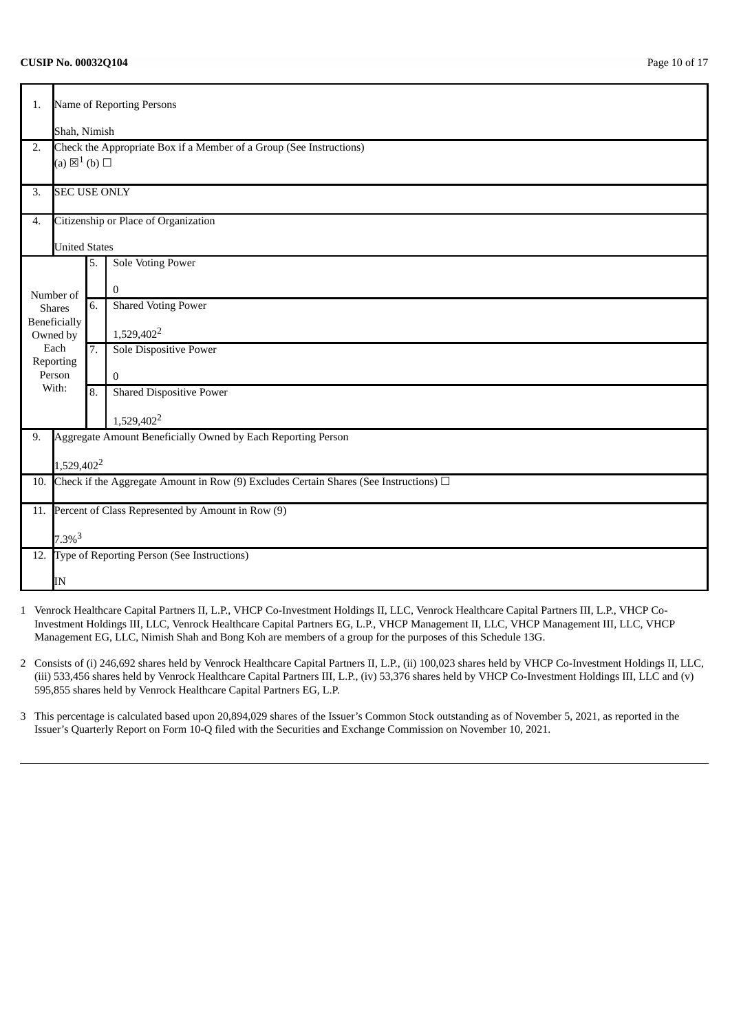**CUSIP No. 00032Q104**

| | | | |
|---|---|---|---|
| 1. | Name of Reporting Persons<br><br>Shah, Nimish | | |
| 2. | Check the Appropriate Box if a Member of a Group (See Instructions)<br>(a) ☒[1] (b) ☐ | | |
| 3. | SEC USE ONLY | | |
| 4. | Citizenship or Place of Organization<br><br>United States | | |
| Number of Shares Beneficially Owned by Each Reporting Person With: | 5. | Sole Voting Power<br><br>0 | |
| | 6. | Shared Voting Power<br><br>1,529,402[2] | |
| | 7. | Sole Dispositive Power<br><br>0 | |
| | 8. | Shared Dispositive Power<br><br>1,529,402[2] | |
| 9. | Aggregate Amount Beneficially Owned by Each Reporting Person<br><br>1,529,402[2] | | |
| 10. | Check if the Aggregate Amount in Row (9) Excludes Certain Shares (See Instructions) ☐ | | |
| 11. | Percent of Class Represented by Amount in Row (9)<br><br>7.3%[3] | | |
| 12. | Type of Reporting Person (See Instructions)<br><br>IN | | |

1 Venrock Healthcare Capital Partners II, L.P., VHCP Co-Investment Holdings II, LLC, Venrock Healthcare Capital Partners III, L.P., VHCP Co-Investment Holdings III, LLC, Venrock Healthcare Capital Partners EG, L.P., VHCP Management II, LLC, VHCP Management III, LLC, VHCP Management EG, LLC, Nimish Shah and Bong Koh are members of a group for the purposes of this Schedule 13G.

2 Consists of (i) 246,692 shares held by Venrock Healthcare Capital Partners II, L.P., (ii) 100,023 shares held by VHCP Co-Investment Holdings II, LLC, (iii) 533,456 shares held by Venrock Healthcare Capital Partners III, L.P., (iv) 53,376 shares held by VHCP Co-Investment Holdings III, LLC and (v) 595,855 shares held by Venrock Healthcare Capital Partners EG, L.P.

3 This percentage is calculated based upon 20,894,029 shares of the Issuer's Common Stock outstanding as of November 5, 2021, as reported in the Issuer's Quarterly Report on Form 10-Q filed with the Securities and Exchange Commission on November 10, 2021.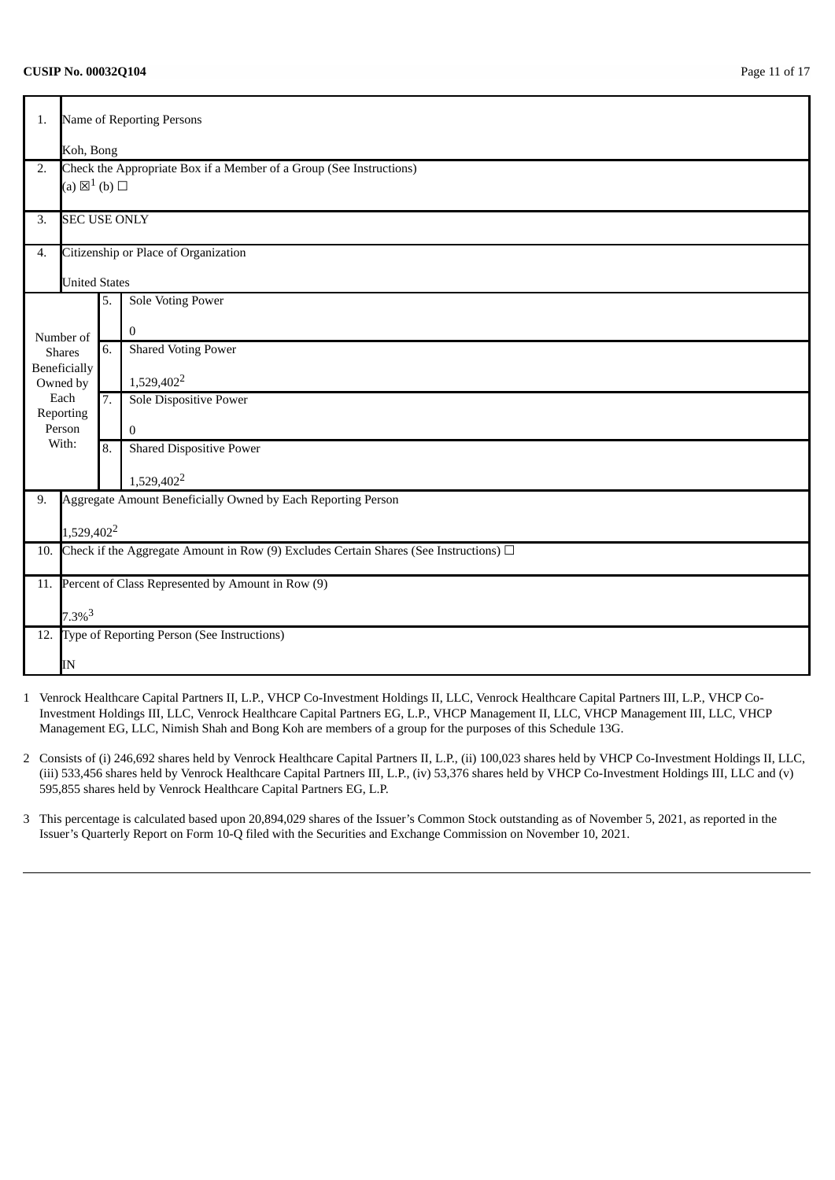**CUSIP No. 00032Q104**

| | | | |
|---|---|---|---|
| 1. | Name of Reporting Persons<br><br>Koh, Bong | | |
| 2. | Check the Appropriate Box if a Member of a Group (See Instructions)<br>(a) ☒[1] (b) ☐ | | |
| 3. | SEC USE ONLY | | |
| 4. | Citizenship or Place of Organization<br><br>United States | | |
| Number of Shares Beneficially Owned by Each Reporting Person With: | 5. | Sole Voting Power<br><br>0 | |
| | 6. | Shared Voting Power<br><br>1,529,402[2] | |
| | 7. | Sole Dispositive Power<br><br>0 | |
| | 8. | Shared Dispositive Power<br><br>1,529,402[2] | |
| 9. | Aggregate Amount Beneficially Owned by Each Reporting Person<br><br>1,529,402[2] | | |
| 10. | Check if the Aggregate Amount in Row (9) Excludes Certain Shares (See Instructions) ☐ | | |
| 11. | Percent of Class Represented by Amount in Row (9)<br><br>7.3%[3] | | |
| 12. | Type of Reporting Person (See Instructions)<br><br>IN | | |

1 Venrock Healthcare Capital Partners II, L.P., VHCP Co-Investment Holdings II, LLC, Venrock Healthcare Capital Partners III, L.P., VHCP Co-Investment Holdings III, LLC, Venrock Healthcare Capital Partners EG, L.P., VHCP Management II, LLC, VHCP Management III, LLC, VHCP Management EG, LLC, Nimish Shah and Bong Koh are members of a group for the purposes of this Schedule 13G.

2 Consists of (i) 246,692 shares held by Venrock Healthcare Capital Partners II, L.P., (ii) 100,023 shares held by VHCP Co-Investment Holdings II, LLC, (iii) 533,456 shares held by Venrock Healthcare Capital Partners III, L.P., (iv) 53,376 shares held by VHCP Co-Investment Holdings III, LLC and (v) 595,855 shares held by Venrock Healthcare Capital Partners EG, L.P.

3 This percentage is calculated based upon 20,894,029 shares of the Issuer's Common Stock outstanding as of November 5, 2021, as reported in the Issuer's Quarterly Report on Form 10-Q filed with the Securities and Exchange Commission on November 10, 2021.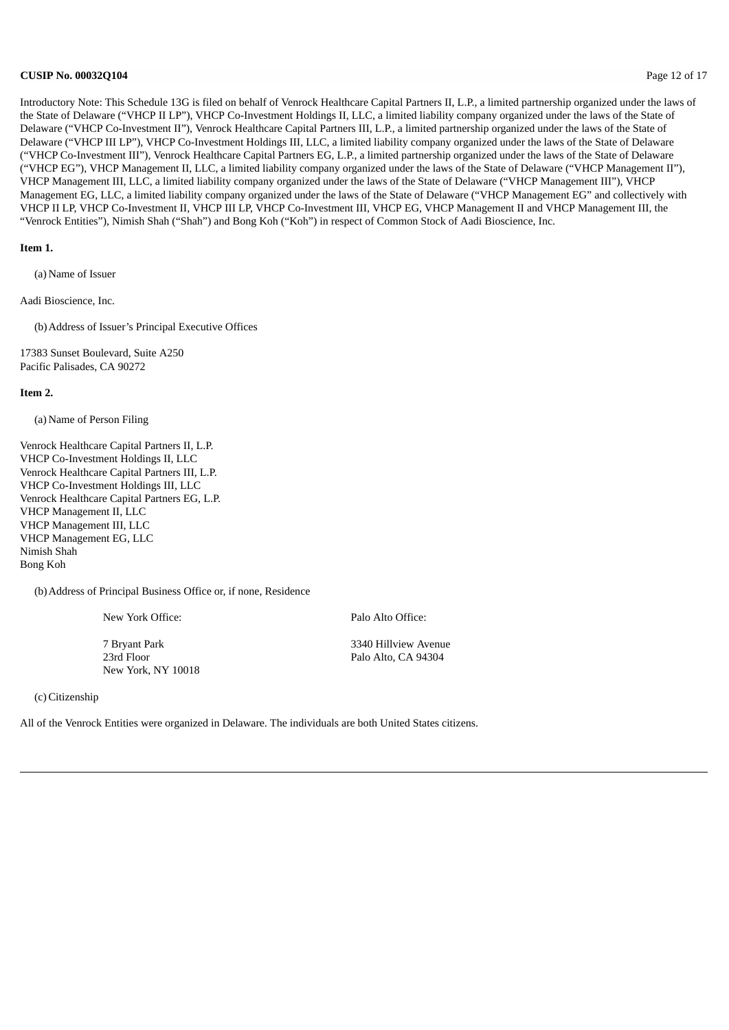Introductory Note: This Schedule 13G is filed on behalf of Venrock Healthcare Capital Partners II, L.P., a limited partnership organized under the laws of the State of Delaware ("VHCP II LP"), VHCP Co-Investment Holdings II, LLC, a limited liability company organized under the laws of the State of Delaware ("VHCP Co-Investment II"), Venrock Healthcare Capital Partners III, L.P., a limited partnership organized under the laws of the State of Delaware ("VHCP III LP"), VHCP Co-Investment Holdings III, LLC, a limited liability company organized under the laws of the State of Delaware ("VHCP Co-Investment III"), Venrock Healthcare Capital Partners EG, L.P., a limited partnership organized under the laws of the State of Delaware ("VHCP EG"), VHCP Management II, LLC, a limited liability company organized under the laws of the State of Delaware ("VHCP Management II"), VHCP Management III, LLC, a limited liability company organized under the laws of the State of Delaware ("VHCP Management III"), VHCP Management EG, LLC, a limited liability company organized under the laws of the State of Delaware ("VHCP Management EG" and collectively with VHCP II LP, VHCP Co-Investment II, VHCP III LP, VHCP Co-Investment III, VHCP EG, VHCP Management II and VHCP Management III, the "Venrock Entities"), Nimish Shah ("Shah") and Bong Koh ("Koh") in respect of Common Stock of Aadi Bioscience, Inc.

**Item 1.**

(a) Name of Issuer

Aadi Bioscience, Inc.

(b) Address of Issuer's Principal Executive Offices

17383 Sunset Boulevard, Suite A250
Pacific Palisades, CA 90272

**Item 2.**

(a) Name of Person Filing

Venrock Healthcare Capital Partners II, L.P.
VHCP Co-Investment Holdings II, LLC
Venrock Healthcare Capital Partners III, L.P.
VHCP Co-Investment Holdings III, LLC
Venrock Healthcare Capital Partners EG, L.P.
VHCP Management II, LLC
VHCP Management III, LLC
VHCP Management EG, LLC
Nimish Shah
Bong Koh

(b) Address of Principal Business Office or, if none, Residence

New York Office:

7 Bryant Park
23rd Floor
New York, NY 10018

Palo Alto Office:

3340 Hillview Avenue
Palo Alto, CA 94304

(c) Citizenship

All of the Venrock Entities were organized in Delaware. The individuals are both United States citizens.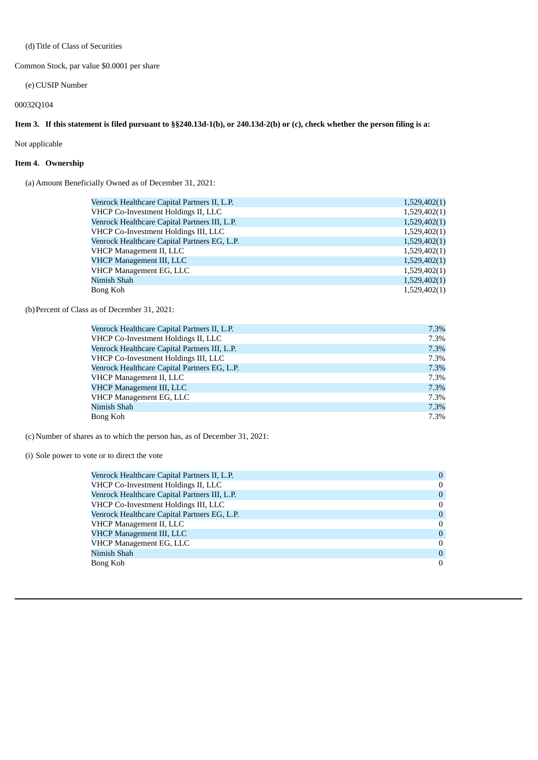(d) Title of Class of Securities

Common Stock, par value $0.0001 per share

(e) CUSIP Number

00032Q104

**Item 3. If this statement is filed pursuant to §§240.13d-1(b), or 240.13d-2(b) or (c), check whether the person filing is a:**

Not applicable

**Item 4. Ownership**

(a) Amount Beneficially Owned as of December 31, 2021:

| | |
|---|---|
| Venrock Healthcare Capital Partners II, L.P. | 1,529,402(1) |
| VHCP Co-Investment Holdings II, LLC | 1,529,402(1) |
| Venrock Healthcare Capital Partners III, L.P. | 1,529,402(1) |
| VHCP Co-Investment Holdings III, LLC | 1,529,402(1) |
| Venrock Healthcare Capital Partners EG, L.P. | 1,529,402(1) |
| VHCP Management II, LLC | 1,529,402(1) |
| VHCP Management III, LLC | 1,529,402(1) |
| VHCP Management EG, LLC | 1,529,402(1) |
| Nimish Shah | 1,529,402(1) |
| Bong Koh | 1,529,402(1) |

(b) Percent of Class as of December 31, 2021:

| | |
|---|---|
| Venrock Healthcare Capital Partners II, L.P. | 7.3% |
| VHCP Co-Investment Holdings II, LLC | 7.3% |
| Venrock Healthcare Capital Partners III, L.P. | 7.3% |
| VHCP Co-Investment Holdings III, LLC | 7.3% |
| Venrock Healthcare Capital Partners EG, L.P. | 7.3% |
| VHCP Management II, LLC | 7.3% |
| VHCP Management III, LLC | 7.3% |
| VHCP Management EG, LLC | 7.3% |
| Nimish Shah | 7.3% |
| Bong Koh | 7.3% |

(c) Number of shares as to which the person has, as of December 31, 2021:

(i) Sole power to vote or to direct the vote

| | |
|---|---|
| Venrock Healthcare Capital Partners II, L.P. | 0 |
| VHCP Co-Investment Holdings II, LLC | 0 |
| Venrock Healthcare Capital Partners III, L.P. | 0 |
| VHCP Co-Investment Holdings III, LLC | 0 |
| Venrock Healthcare Capital Partners EG, L.P. | 0 |
| VHCP Management II, LLC | 0 |
| VHCP Management III, LLC | 0 |
| VHCP Management EG, LLC | 0 |
| Nimish Shah | 0 |
| Bong Koh | 0 |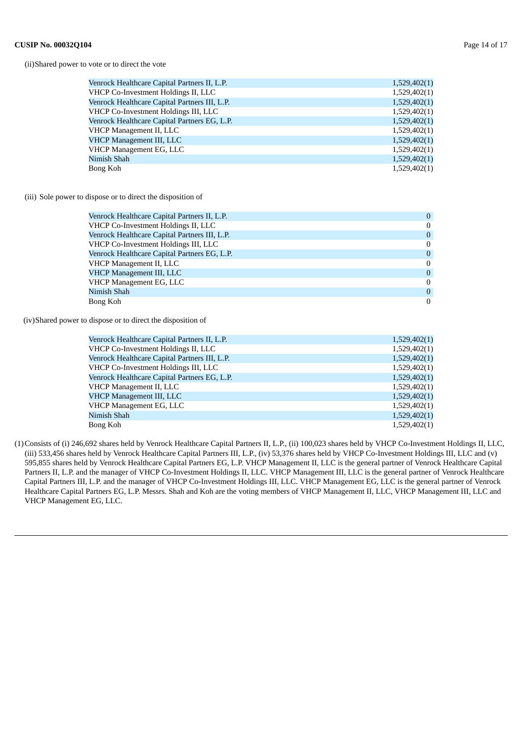(ii) Shared power to vote or to direct the vote

| | |
|---|---|
| Venrock Healthcare Capital Partners II, L.P. | 1,529,402(1) |
| VHCP Co-Investment Holdings II, LLC | 1,529,402(1) |
| Venrock Healthcare Capital Partners III, L.P. | 1,529,402(1) |
| VHCP Co-Investment Holdings III, LLC | 1,529,402(1) |
| Venrock Healthcare Capital Partners EG, L.P. | 1,529,402(1) |
| VHCP Management II, LLC | 1,529,402(1) |
| VHCP Management III, LLC | 1,529,402(1) |
| VHCP Management EG, LLC | 1,529,402(1) |
| Nimish Shah | 1,529,402(1) |
| Bong Koh | 1,529,402(1) |

(iii) Sole power to dispose or to direct the disposition of

| | |
|---|---|
| Venrock Healthcare Capital Partners II, L.P. | 0 |
| VHCP Co-Investment Holdings II, LLC | 0 |
| Venrock Healthcare Capital Partners III, L.P. | 0 |
| VHCP Co-Investment Holdings III, LLC | 0 |
| Venrock Healthcare Capital Partners EG, L.P. | 0 |
| VHCP Management II, LLC | 0 |
| VHCP Management III, LLC | 0 |
| VHCP Management EG, LLC | 0 |
| Nimish Shah | 0 |
| Bong Koh | 0 |

(iv) Shared power to dispose or to direct the disposition of

| | |
|---|---|
| Venrock Healthcare Capital Partners II, L.P. | 1,529,402(1) |
| VHCP Co-Investment Holdings II, LLC | 1,529,402(1) |
| Venrock Healthcare Capital Partners III, L.P. | 1,529,402(1) |
| VHCP Co-Investment Holdings III, LLC | 1,529,402(1) |
| Venrock Healthcare Capital Partners EG, L.P. | 1,529,402(1) |
| VHCP Management II, LLC | 1,529,402(1) |
| VHCP Management III, LLC | 1,529,402(1) |
| VHCP Management EG, LLC | 1,529,402(1) |
| Nimish Shah | 1,529,402(1) |
| Bong Koh | 1,529,402(1) |

(1) Consists of (i) 246,692 shares held by Venrock Healthcare Capital Partners II, L.P., (ii) 100,023 shares held by VHCP Co-Investment Holdings II, LLC, (iii) 533,456 shares held by Venrock Healthcare Capital Partners III, L.P., (iv) 53,376 shares held by VHCP Co-Investment Holdings III, LLC and (v) 595,855 shares held by Venrock Healthcare Capital Partners EG, L.P. VHCP Management II, LLC is the general partner of Venrock Healthcare Capital Partners II, L.P. and the manager of VHCP Co-Investment Holdings II, LLC. VHCP Management III, LLC is the general partner of Venrock Healthcare Capital Partners III, L.P. and the manager of VHCP Co-Investment Holdings III, LLC. VHCP Management EG, LLC is the general partner of Venrock Healthcare Capital Partners EG, L.P. Messrs. Shah and Koh are the voting members of VHCP Management II, LLC, VHCP Management III, LLC and VHCP Management EG, LLC.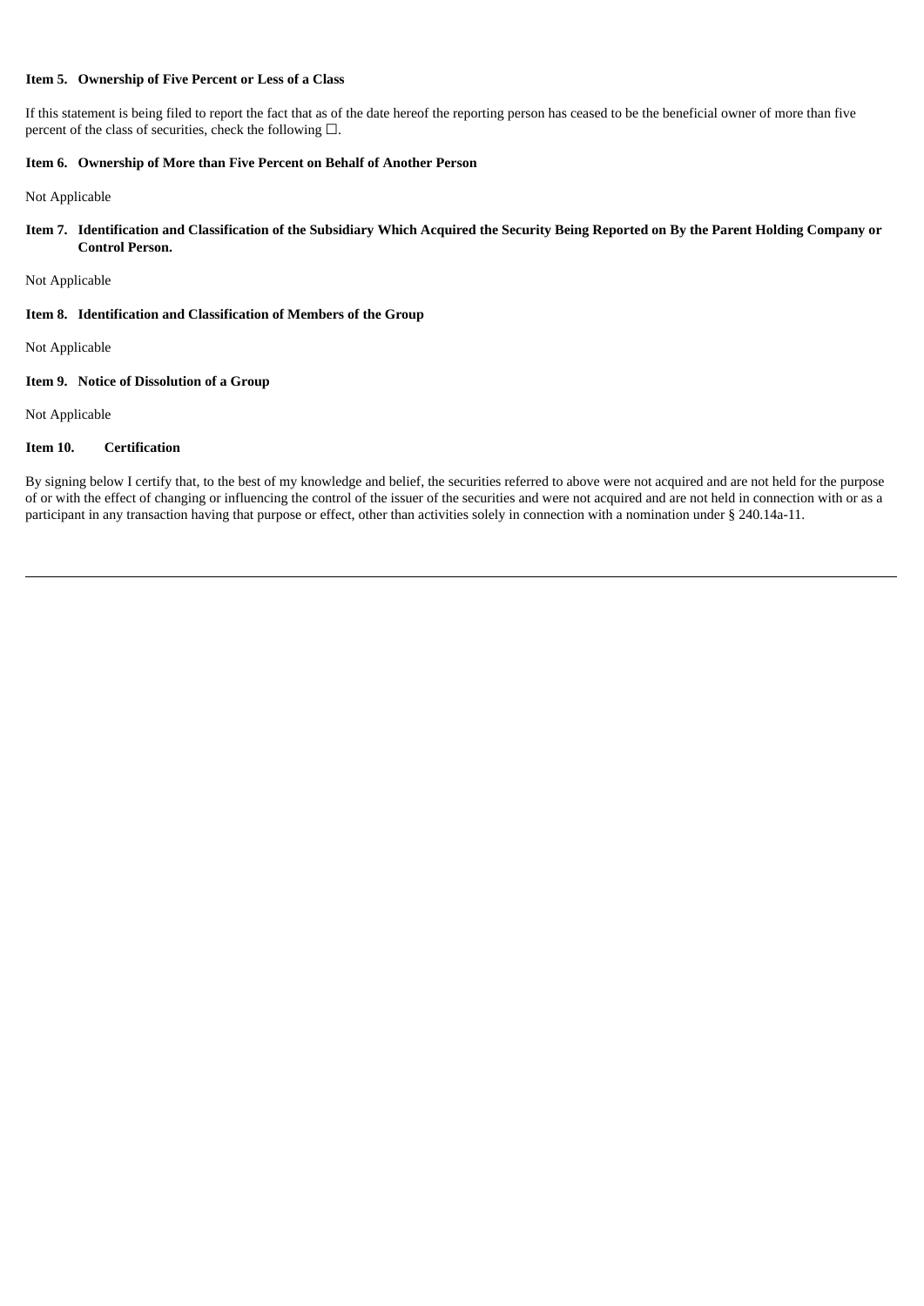**Item 5. Ownership of Five Percent or Less of a Class**

If this statement is being filed to report the fact that as of the date hereof the reporting person has ceased to be the beneficial owner of more than five percent of the class of securities, check the following ☐.

**Item 6. Ownership of More than Five Percent on Behalf of Another Person**

Not Applicable

**Item 7. Identification and Classification of the Subsidiary Which Acquired the Security Being Reported on By the Parent Holding Company or Control Person.**

Not Applicable

**Item 8. Identification and Classification of Members of the Group**

Not Applicable

**Item 9. Notice of Dissolution of a Group**

Not Applicable

**Item 10. Certification**

By signing below I certify that, to the best of my knowledge and belief, the securities referred to above were not acquired and are not held for the purpose of or with the effect of changing or influencing the control of the issuer of the securities and were not acquired and are not held in connection with or as a participant in any transaction having that purpose or effect, other than activities solely in connection with a nomination under § 240.14a-11.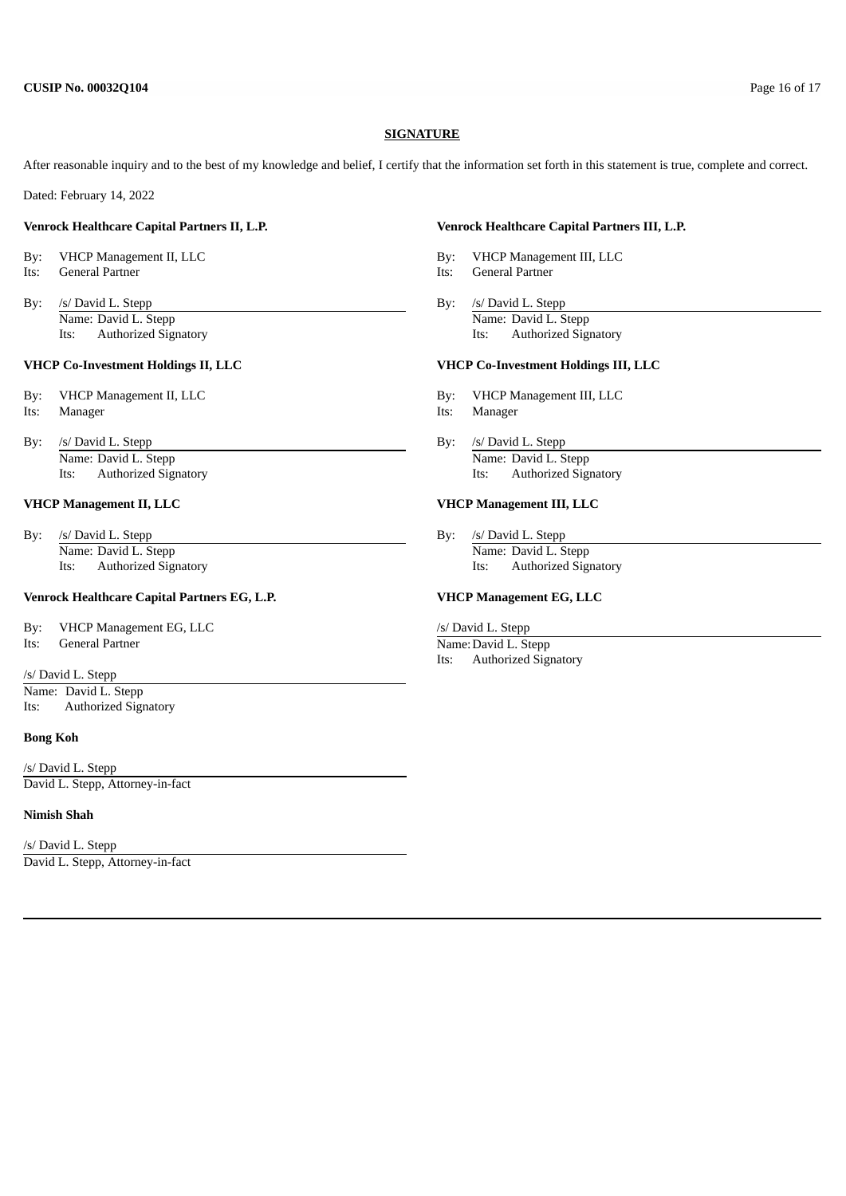**SIGNATURE**

After reasonable inquiry and to the best of my knowledge and belief, I certify that the information set forth in this statement is true, complete and correct.

Dated: February 14, 2022

**Venrock Healthcare Capital Partners II, L.P.**

By: VHCP Management II, LLC
Its: General Partner

By: /s/ David L. Stepp
Name: David L. Stepp
Its: Authorized Signatory

**VHCP Co-Investment Holdings II, LLC**

By: VHCP Management II, LLC
Its: Manager

By: /s/ David L. Stepp
Name: David L. Stepp
Its: Authorized Signatory

**VHCP Management II, LLC**

By: /s/ David L. Stepp
Name: David L. Stepp
Its: Authorized Signatory

**Venrock Healthcare Capital Partners EG, L.P.**

By: VHCP Management EG, LLC
Its: General Partner

/s/ David L. Stepp
Name: David L. Stepp
Its: Authorized Signatory

**Bong Koh**

/s/ David L. Stepp
David L. Stepp, Attorney-in-fact

**Nimish Shah**

/s/ David L. Stepp
David L. Stepp, Attorney-in-fact

**Venrock Healthcare Capital Partners III, L.P.**

By: VHCP Management III, LLC
Its: General Partner

By: /s/ David L. Stepp
Name: David L. Stepp
Its: Authorized Signatory

**VHCP Co-Investment Holdings III, LLC**

By: VHCP Management III, LLC
Its: Manager

By: /s/ David L. Stepp
Name: David L. Stepp
Its: Authorized Signatory

**VHCP Management III, LLC**

By: /s/ David L. Stepp
Name: David L. Stepp
Its: Authorized Signatory

**VHCP Management EG, LLC**

/s/ David L. Stepp
Name: David L. Stepp
Its: Authorized Signatory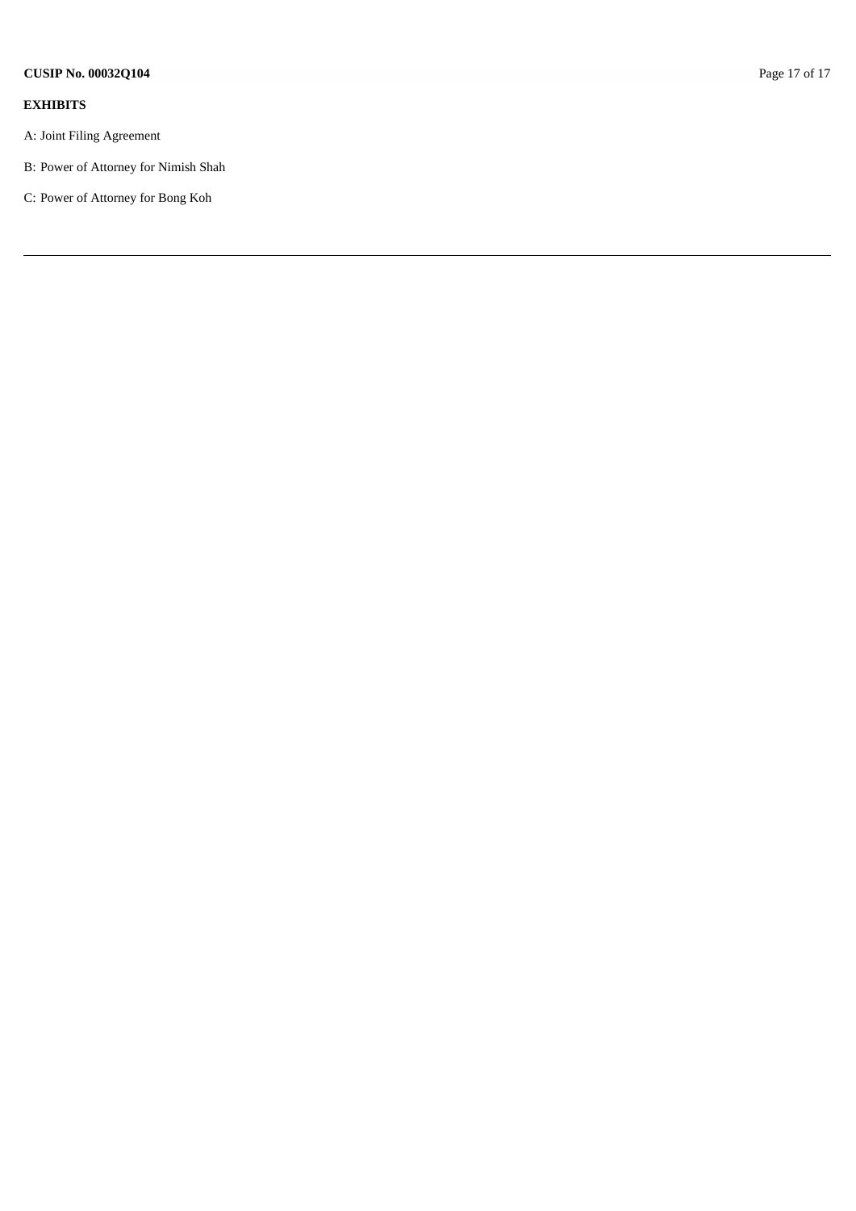**EXHIBITS**

A: Joint Filing Agreement

B: Power of Attorney for Nimish Shah

C: Power of Attorney for Bong Koh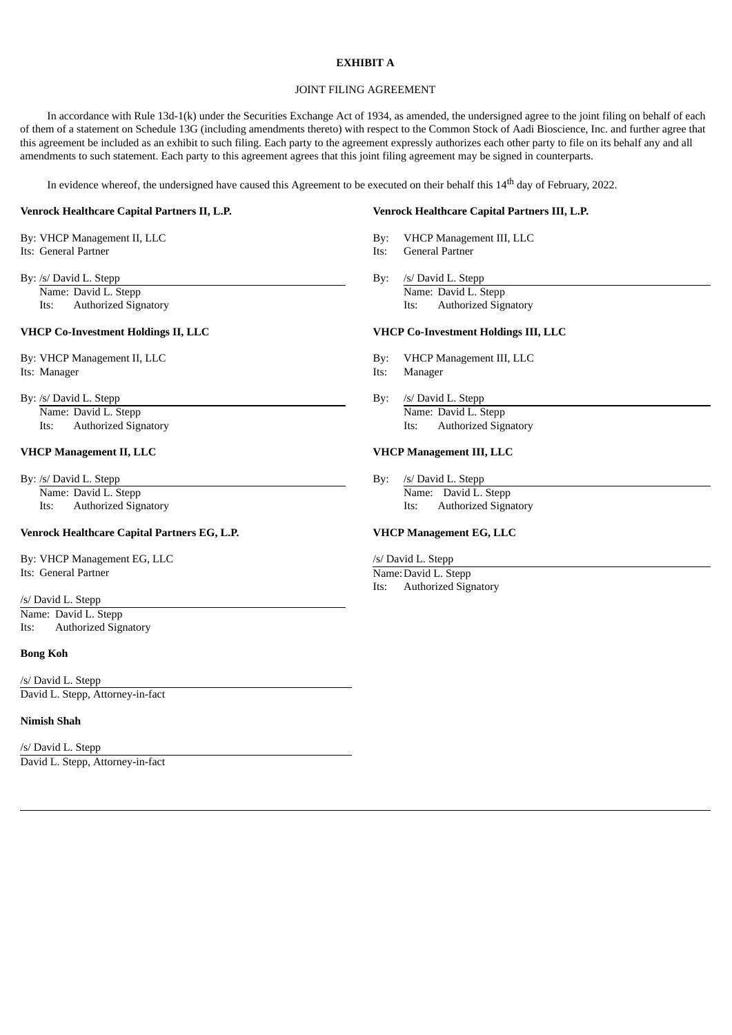**EXHIBIT A**

JOINT FILING AGREEMENT

In accordance with Rule 13d-1(k) under the Securities Exchange Act of 1934, as amended, the undersigned agree to the joint filing on behalf of each of them of a statement on Schedule 13G (including amendments thereto) with respect to the Common Stock of Aadi Bioscience, Inc. and further agree that this agreement be included as an exhibit to such filing. Each party to the agreement expressly authorizes each other party to file on its behalf any and all amendments to such statement. Each party to this agreement agrees that this joint filing agreement may be signed in counterparts.

In evidence whereof, the undersigned have caused this Agreement to be executed on their behalf this 14th day of February, 2022.

**Venrock Healthcare Capital Partners II, L.P.**

By: VHCP Management II, LLC
Its: General Partner

By: /s/ David L. Stepp
Name: David L. Stepp
Its: Authorized Signatory

**VHCP Co-Investment Holdings II, LLC**

By: VHCP Management II, LLC
Its: Manager

By: /s/ David L. Stepp
Name: David L. Stepp
Its: Authorized Signatory

**VHCP Management II, LLC**

By: /s/ David L. Stepp
Name: David L. Stepp
Its: Authorized Signatory

**Venrock Healthcare Capital Partners EG, L.P.**

By: VHCP Management EG, LLC
Its: General Partner

/s/ David L. Stepp
Name: David L. Stepp
Its: Authorized Signatory

**Bong Koh**

/s/ David L. Stepp
David L. Stepp, Attorney-in-fact

**Nimish Shah**

/s/ David L. Stepp
David L. Stepp, Attorney-in-fact

**Venrock Healthcare Capital Partners III, L.P.**

By: VHCP Management III, LLC
Its: General Partner

By: /s/ David L. Stepp
Name: David L. Stepp
Its: Authorized Signatory

**VHCP Co-Investment Holdings III, LLC**

By: VHCP Management III, LLC
Its: Manager

By: /s/ David L. Stepp
Name: David L. Stepp
Its: Authorized Signatory

**VHCP Management III, LLC**

By: /s/ David L. Stepp
Name: David L. Stepp
Its: Authorized Signatory

**VHCP Management EG, LLC**

/s/ David L. Stepp
Name: David L. Stepp
Its: Authorized Signatory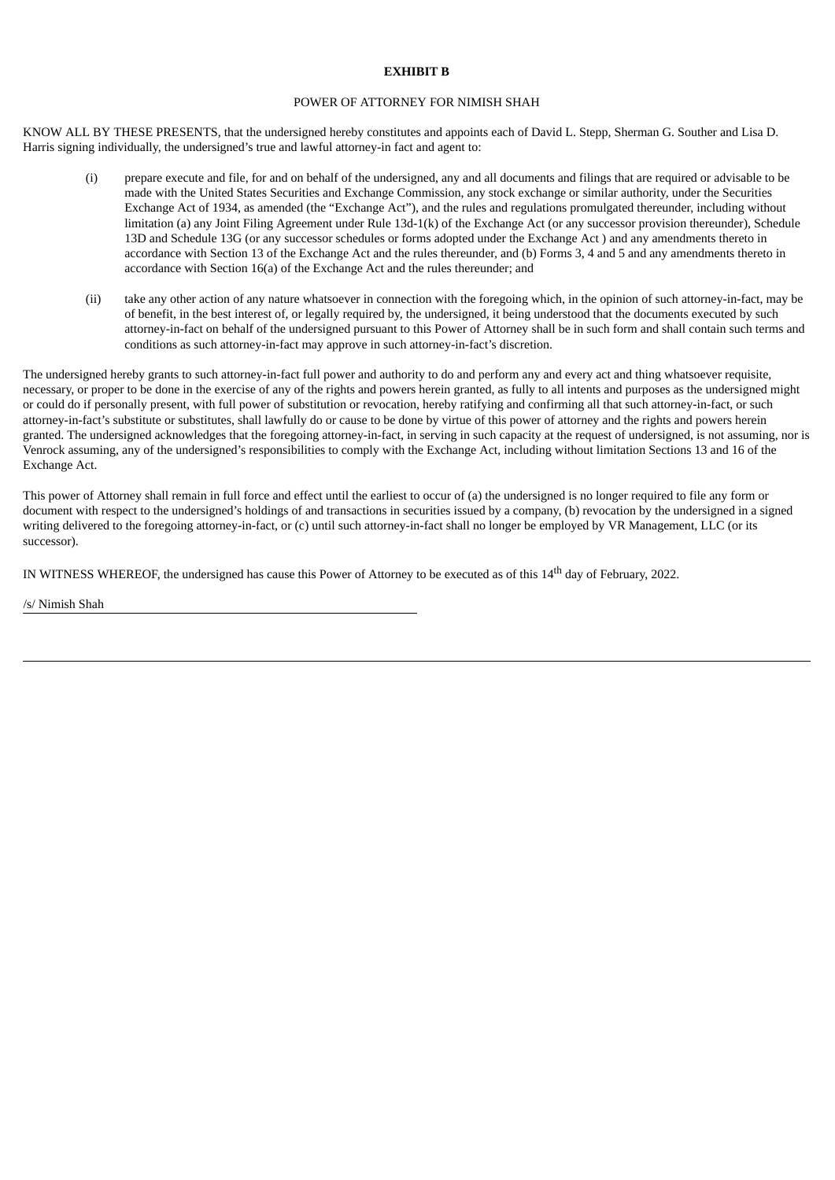**EXHIBIT B**

POWER OF ATTORNEY FOR NIMISH SHAH

KNOW ALL BY THESE PRESENTS, that the undersigned hereby constitutes and appoints each of David L. Stepp, Sherman G. Souther and Lisa D. Harris signing individually, the undersigned's true and lawful attorney-in fact and agent to:

(i) prepare execute and file, for and on behalf of the undersigned, any and all documents and filings that are required or advisable to be made with the United States Securities and Exchange Commission, any stock exchange or similar authority, under the Securities Exchange Act of 1934, as amended (the "Exchange Act"), and the rules and regulations promulgated thereunder, including without limitation (a) any Joint Filing Agreement under Rule 13d-1(k) of the Exchange Act (or any successor provision thereunder), Schedule 13D and Schedule 13G (or any successor schedules or forms adopted under the Exchange Act ) and any amendments thereto in accordance with Section 13 of the Exchange Act and the rules thereunder, and (b) Forms 3, 4 and 5 and any amendments thereto in accordance with Section 16(a) of the Exchange Act and the rules thereunder; and

(ii) take any other action of any nature whatsoever in connection with the foregoing which, in the opinion of such attorney-in-fact, may be of benefit, in the best interest of, or legally required by, the undersigned, it being understood that the documents executed by such attorney-in-fact on behalf of the undersigned pursuant to this Power of Attorney shall be in such form and shall contain such terms and conditions as such attorney-in-fact may approve in such attorney-in-fact's discretion.

The undersigned hereby grants to such attorney-in-fact full power and authority to do and perform any and every act and thing whatsoever requisite, necessary, or proper to be done in the exercise of any of the rights and powers herein granted, as fully to all intents and purposes as the undersigned might or could do if personally present, with full power of substitution or revocation, hereby ratifying and confirming all that such attorney-in-fact, or such attorney-in-fact's substitute or substitutes, shall lawfully do or cause to be done by virtue of this power of attorney and the rights and powers herein granted. The undersigned acknowledges that the foregoing attorney-in-fact, in serving in such capacity at the request of undersigned, is not assuming, nor is Venrock assuming, any of the undersigned's responsibilities to comply with the Exchange Act, including without limitation Sections 13 and 16 of the Exchange Act.

This power of Attorney shall remain in full force and effect until the earliest to occur of (a) the undersigned is no longer required to file any form or document with respect to the undersigned's holdings of and transactions in securities issued by a company, (b) revocation by the undersigned in a signed writing delivered to the foregoing attorney-in-fact, or (c) until such attorney-in-fact shall no longer be employed by VR Management, LLC (or its successor).

IN WITNESS WHEREOF, the undersigned has cause this Power of Attorney to be executed as of this 14th day of February, 2022.

/s/ Nimish Shah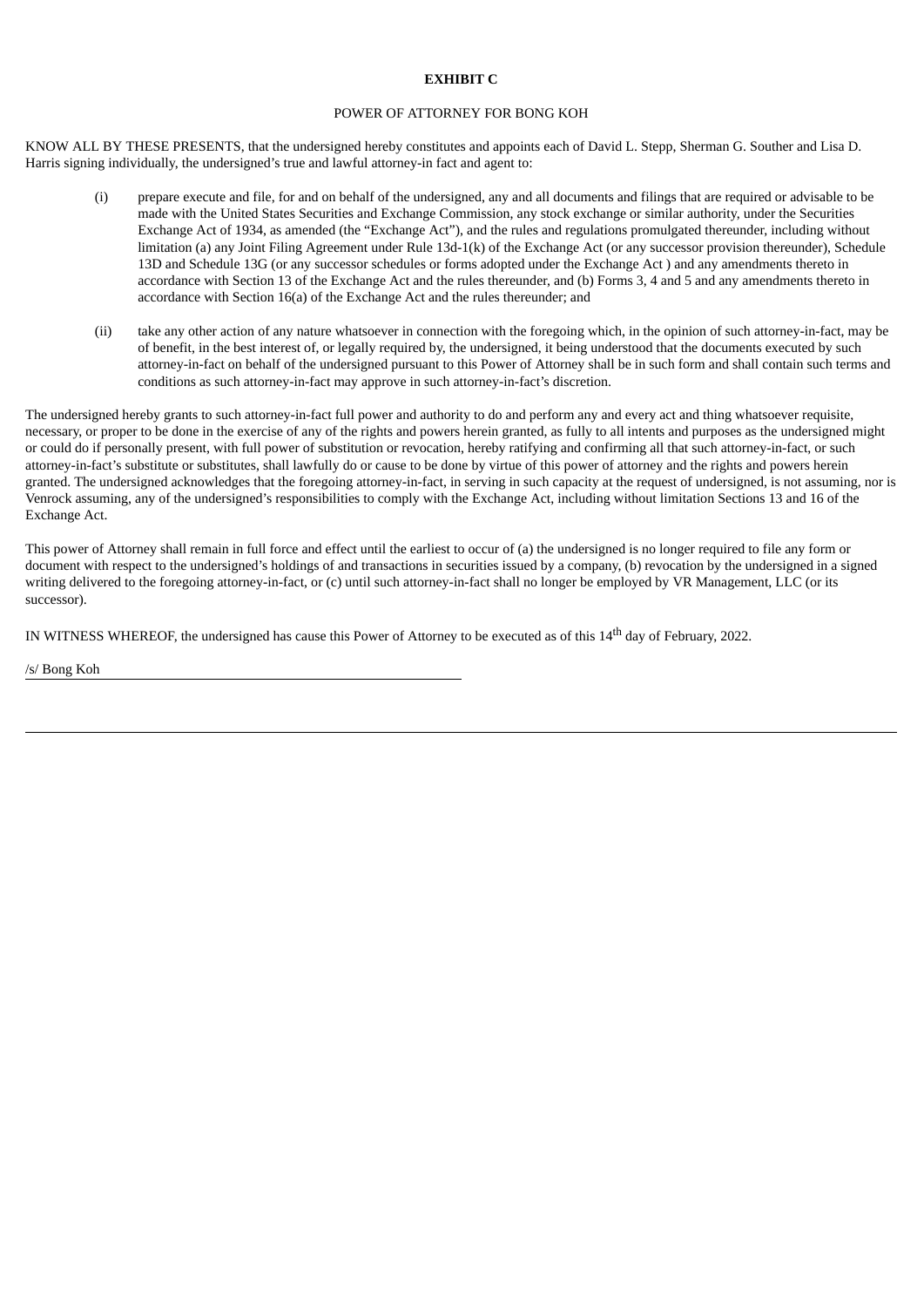**EXHIBIT C**

POWER OF ATTORNEY FOR BONG KOH

KNOW ALL BY THESE PRESENTS, that the undersigned hereby constitutes and appoints each of David L. Stepp, Sherman G. Souther and Lisa D. Harris signing individually, the undersigned's true and lawful attorney-in fact and agent to:

(i) prepare execute and file, for and on behalf of the undersigned, any and all documents and filings that are required or advisable to be made with the United States Securities and Exchange Commission, any stock exchange or similar authority, under the Securities Exchange Act of 1934, as amended (the "Exchange Act"), and the rules and regulations promulgated thereunder, including without limitation (a) any Joint Filing Agreement under Rule 13d-1(k) of the Exchange Act (or any successor provision thereunder), Schedule 13D and Schedule 13G (or any successor schedules or forms adopted under the Exchange Act ) and any amendments thereto in accordance with Section 13 of the Exchange Act and the rules thereunder, and (b) Forms 3, 4 and 5 and any amendments thereto in accordance with Section 16(a) of the Exchange Act and the rules thereunder; and

(ii) take any other action of any nature whatsoever in connection with the foregoing which, in the opinion of such attorney-in-fact, may be of benefit, in the best interest of, or legally required by, the undersigned, it being understood that the documents executed by such attorney-in-fact on behalf of the undersigned pursuant to this Power of Attorney shall be in such form and shall contain such terms and conditions as such attorney-in-fact may approve in such attorney-in-fact's discretion.

The undersigned hereby grants to such attorney-in-fact full power and authority to do and perform any and every act and thing whatsoever requisite, necessary, or proper to be done in the exercise of any of the rights and powers herein granted, as fully to all intents and purposes as the undersigned might or could do if personally present, with full power of substitution or revocation, hereby ratifying and confirming all that such attorney-in-fact, or such attorney-in-fact's substitute or substitutes, shall lawfully do or cause to be done by virtue of this power of attorney and the rights and powers herein granted. The undersigned acknowledges that the foregoing attorney-in-fact, in serving in such capacity at the request of undersigned, is not assuming, nor is Venrock assuming, any of the undersigned's responsibilities to comply with the Exchange Act, including without limitation Sections 13 and 16 of the Exchange Act.

This power of Attorney shall remain in full force and effect until the earliest to occur of (a) the undersigned is no longer required to file any form or document with respect to the undersigned's holdings of and transactions in securities issued by a company, (b) revocation by the undersigned in a signed writing delivered to the foregoing attorney-in-fact, or (c) until such attorney-in-fact shall no longer be employed by VR Management, LLC (or its successor).

IN WITNESS WHEREOF, the undersigned has cause this Power of Attorney to be executed as of this 14th day of February, 2022.

/s/ Bong Koh